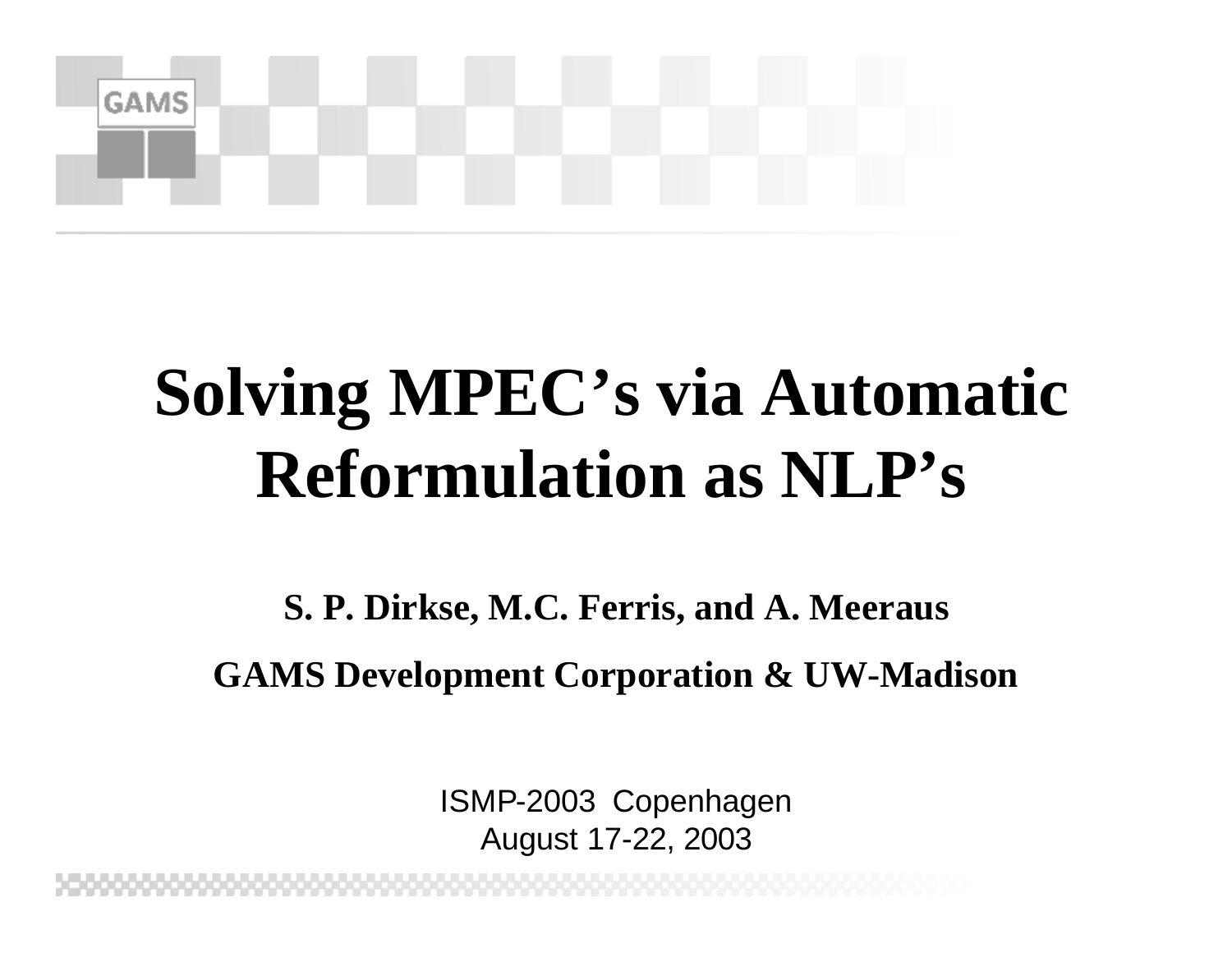# Solving MPEC's via Automatic Reformulation as NLP's

**S. P. Dirkse, M.C. Ferris, and A. Meeraus**

**GAMS Development Corporation & UW-Madison**

ISMP-2003 Copenhagen
August 17-22, 2003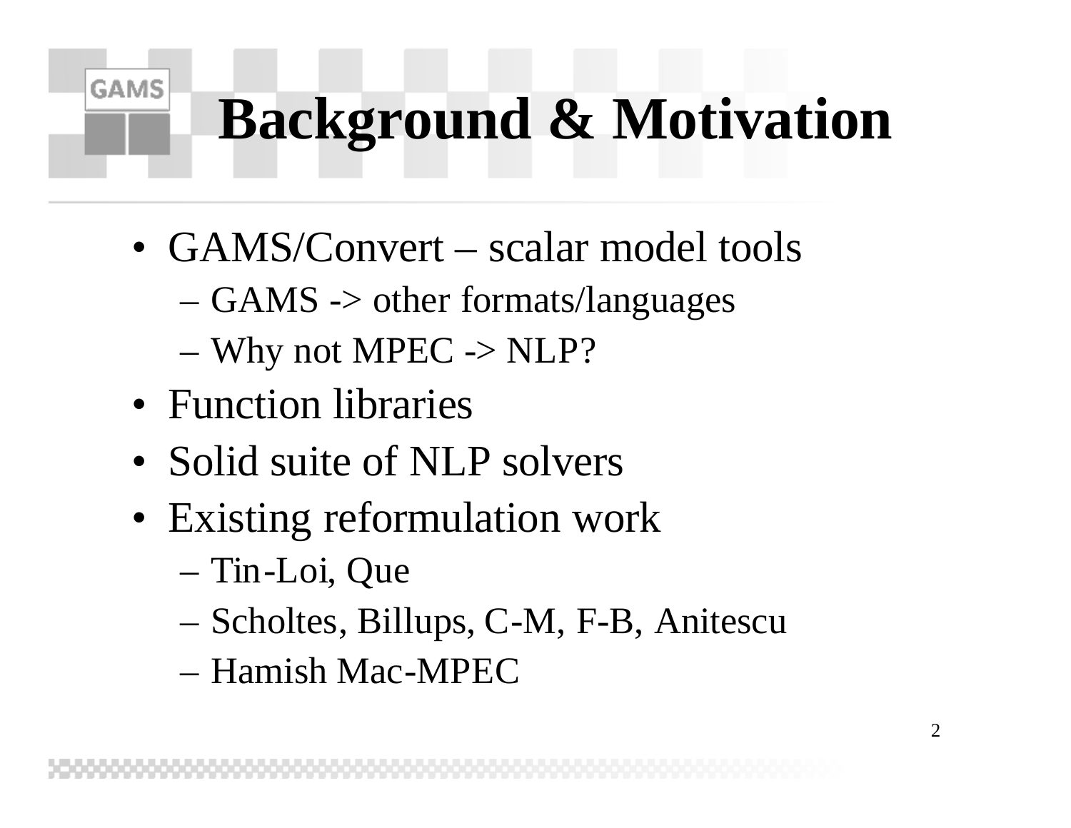# Background & Motivation

- GAMS/Convert – scalar model tools
  - GAMS -> other formats/languages
  - Why not MPEC -> NLP?
- Function libraries
- Solid suite of NLP solvers
- Existing reformulation work
  - Tin-Loi, Que
  - Scholtes, Billups, C-M, F-B, Anitescu
  - Hamish Mac-MPEC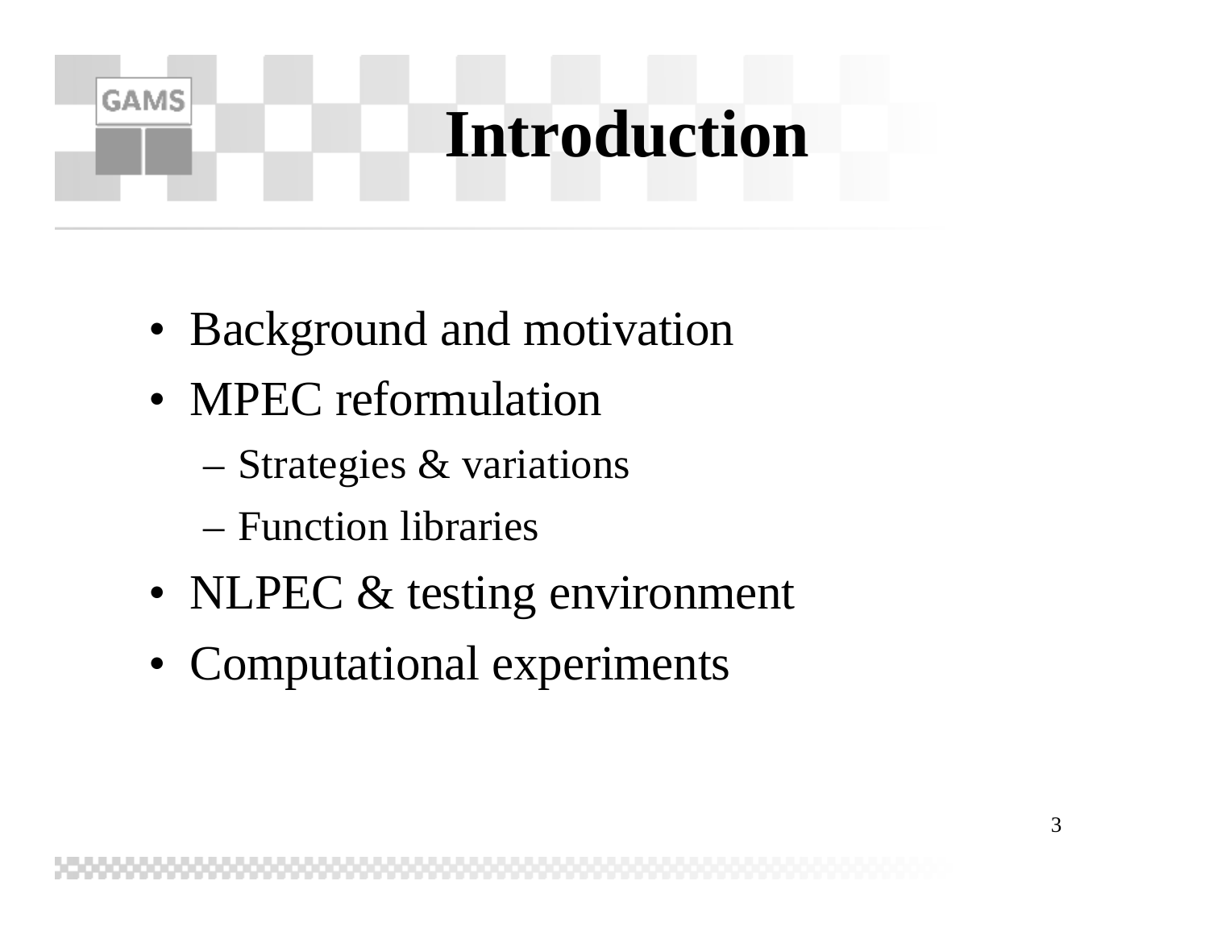# Introduction

- Background and motivation
- MPEC reformulation
  - Strategies & variations
  - Function libraries
- NLPEC & testing environment
- Computational experiments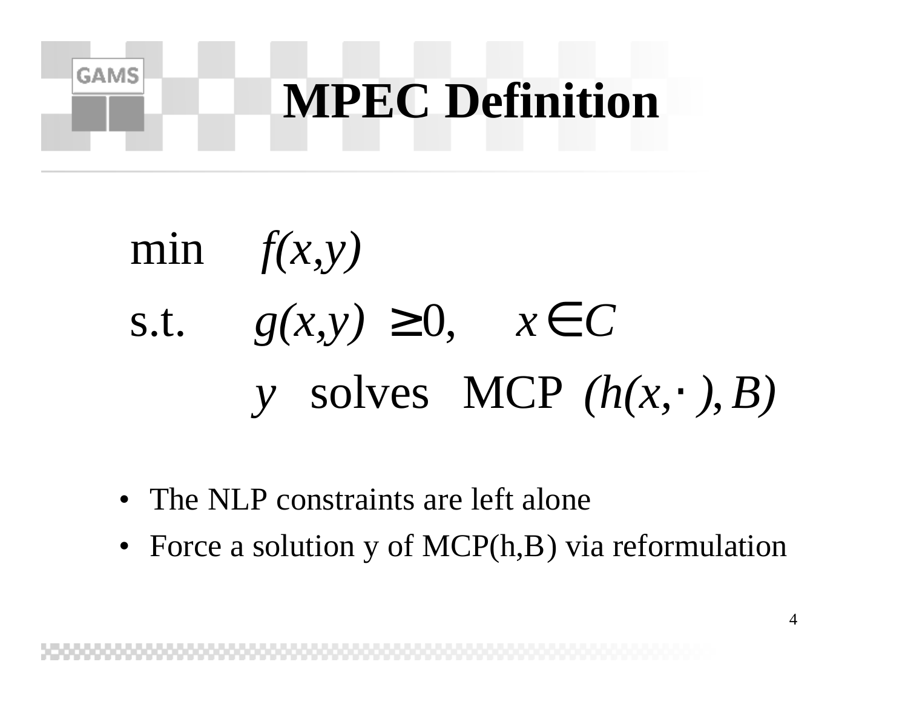# MPEC Definition

$$
\begin{aligned}
\min \quad & f(x,y) \\
\text{s.t.} \quad & g(x,y) \geq 0, \quad x \in C \\
& y \ \text{ solves } \ \text{MCP } (h(x,\cdot), B)
\end{aligned}
$$

- The NLP constraints are left alone
- Force a solution y of MCP(h,B) via reformulation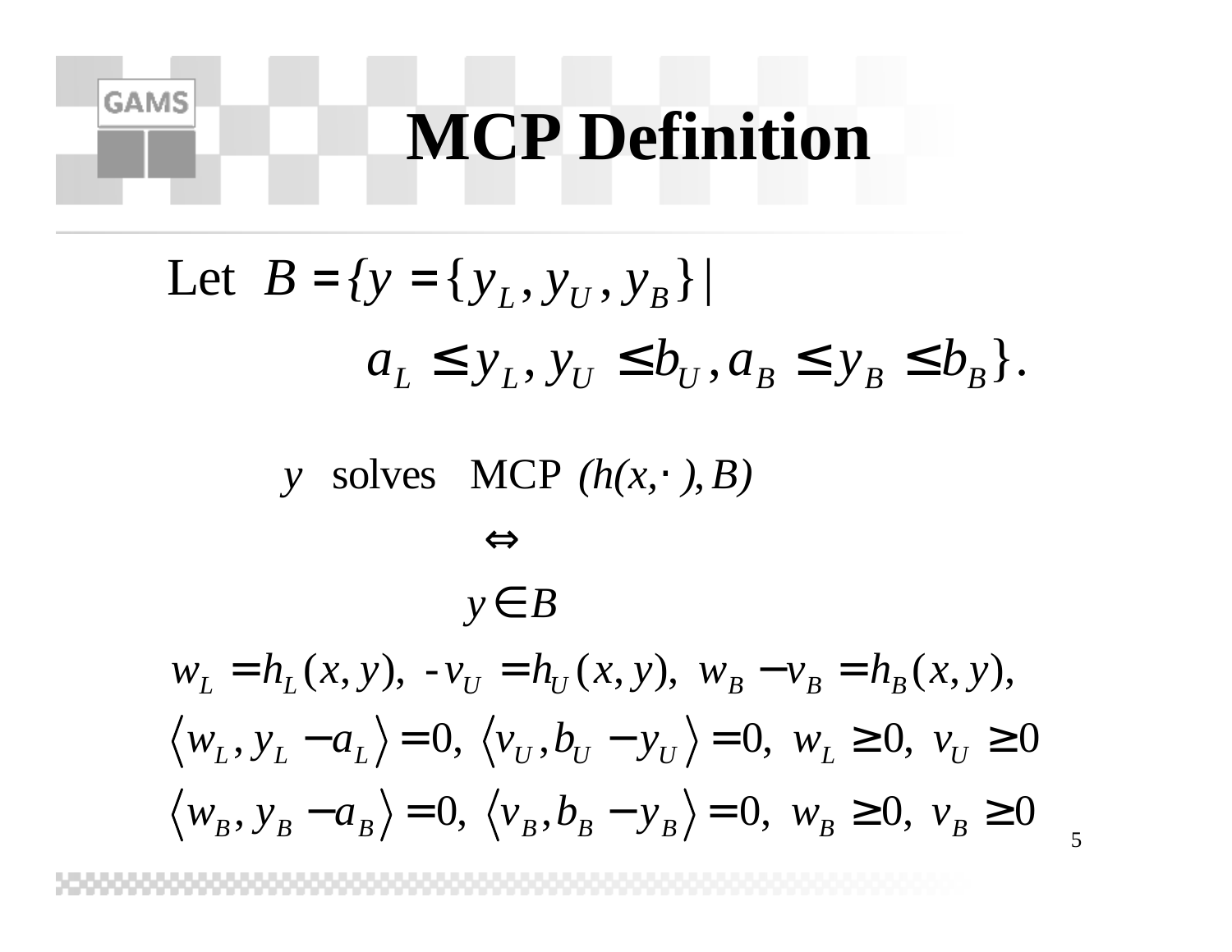# MCP Definition

Let $B = \{y = \{y_L, y_U, y_B\} \mid$

$$a_L \le y_L, y_U \le b_U, a_B \le y_B \le b_B\}.$$

$$y \text{ solves MCP } (h(x,\cdot), B)$$

$$\Leftrightarrow$$

$$y \in B$$

$$w_L = h_L(x,y),\ -v_U = h_U(x,y),\ w_B - v_B = h_B(x,y),$$

$$\langle w_L, y_L - a_L \rangle = 0,\ \langle v_U, b_U - y_U \rangle = 0,\ w_L \ge 0,\ v_U \ge 0$$

$$\langle w_B, y_B - a_B \rangle = 0,\ \langle v_B, b_B - y_B \rangle = 0,\ w_B \ge 0,\ v_B \ge 0$$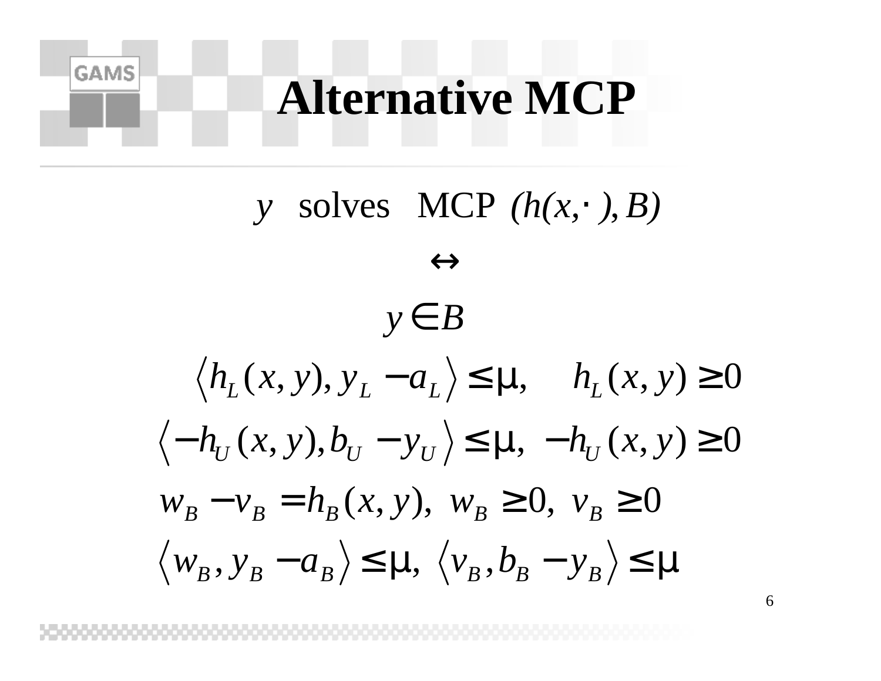# Alternative MCP

$$y \text{ solves MCP } (h(x,\cdot\,), B)$$

$$\leftrightarrow$$

$$y \in B$$

$$\langle h_L(x,y), y_L - a_L \rangle \le \mu, \quad h_L(x,y) \ge 0$$

$$\langle -h_U(x,y), b_U - y_U \rangle \le \mu, \ -h_U(x,y) \ge 0$$

$$w_B - v_B = h_B(x,y), \ w_B \ge 0, \ v_B \ge 0$$

$$\langle w_B, y_B - a_B \rangle \le \mu, \ \langle v_B, b_B - y_B \rangle \le \mu$$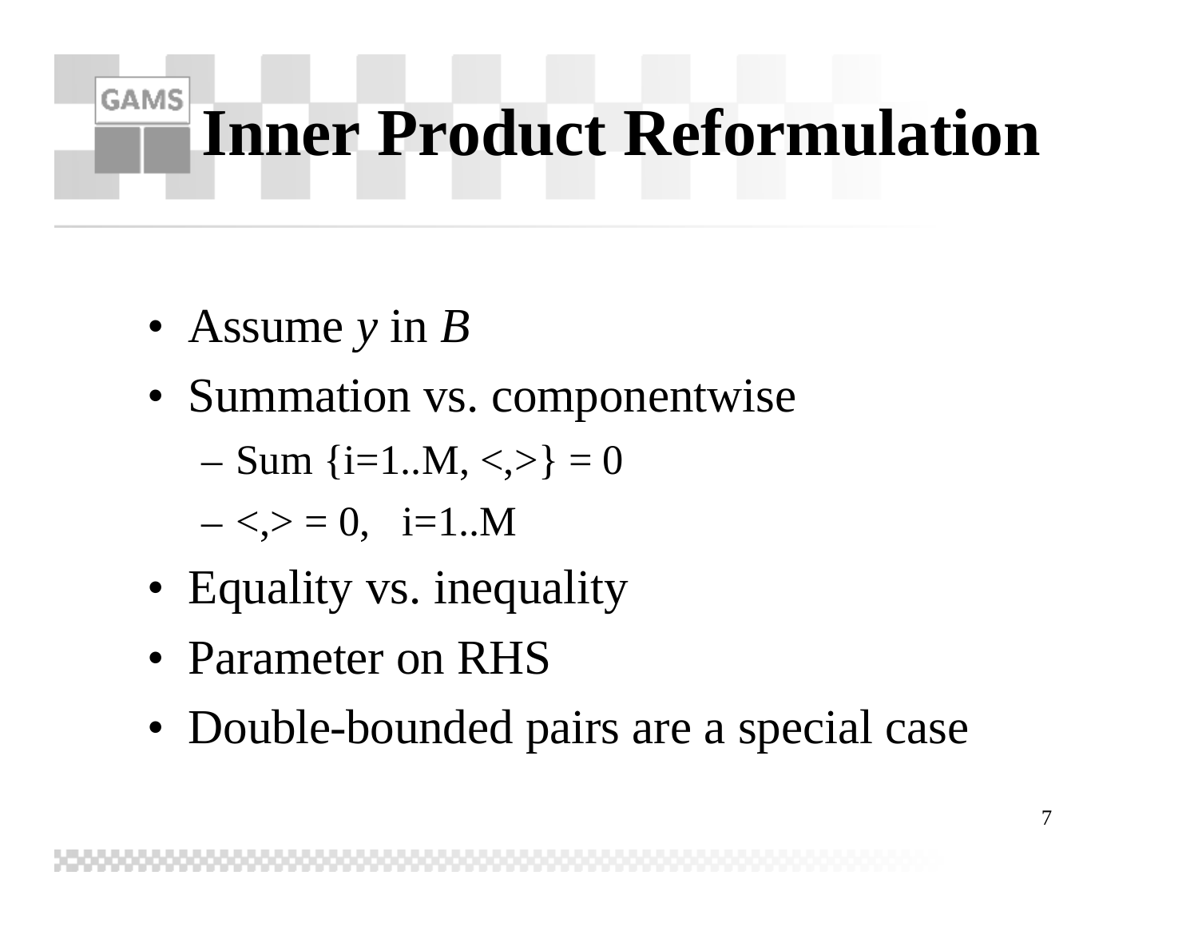# Inner Product Reformulation

- Assume $y$ in $B$
- Summation vs. componentwise
  - Sum {i=1..M, <,>} = 0
  - <,> = 0,   i=1..M
- Equality vs. inequality
- Parameter on RHS
- Double-bounded pairs are a special case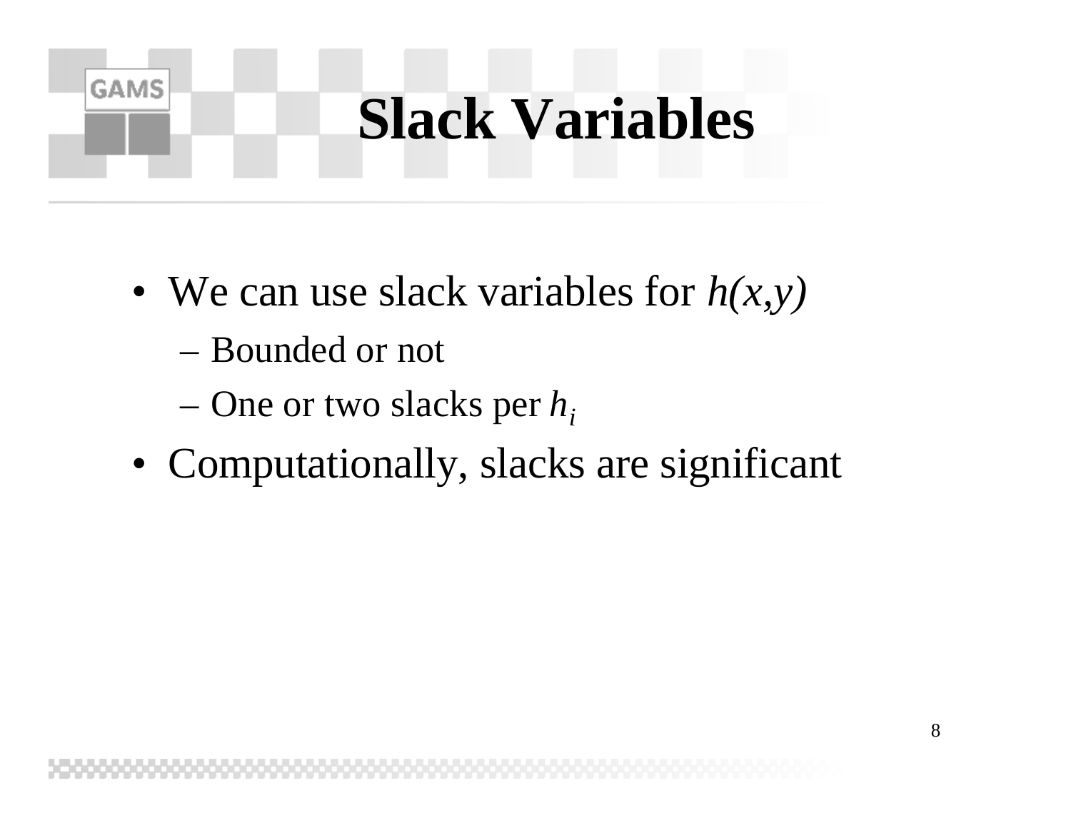# Slack Variables

- We can use slack variables for $h(x,y)$
  - Bounded or not
  - One or two slacks per $h_i$
- Computationally, slacks are significant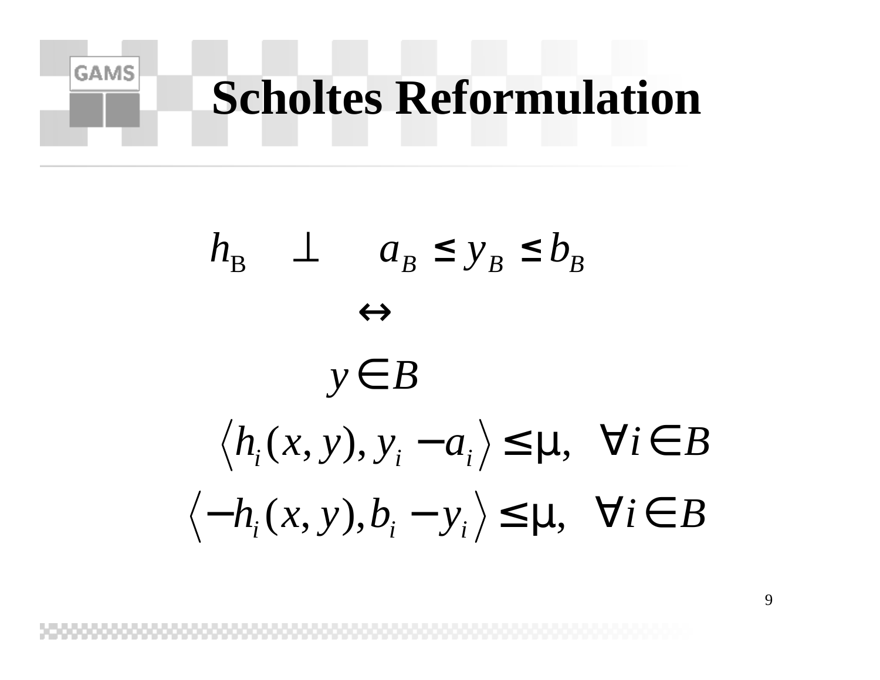# Scholtes Reformulation

$$h_B \quad \perp \quad a_B \le y_B \le b_B$$

$$\leftrightarrow$$

$$y \in B$$

$$\left\langle h_i(x,y), y_i - a_i \right\rangle \le \mu, \quad \forall i \in B$$

$$\left\langle -h_i(x,y), b_i - y_i \right\rangle \le \mu, \quad \forall i \in B$$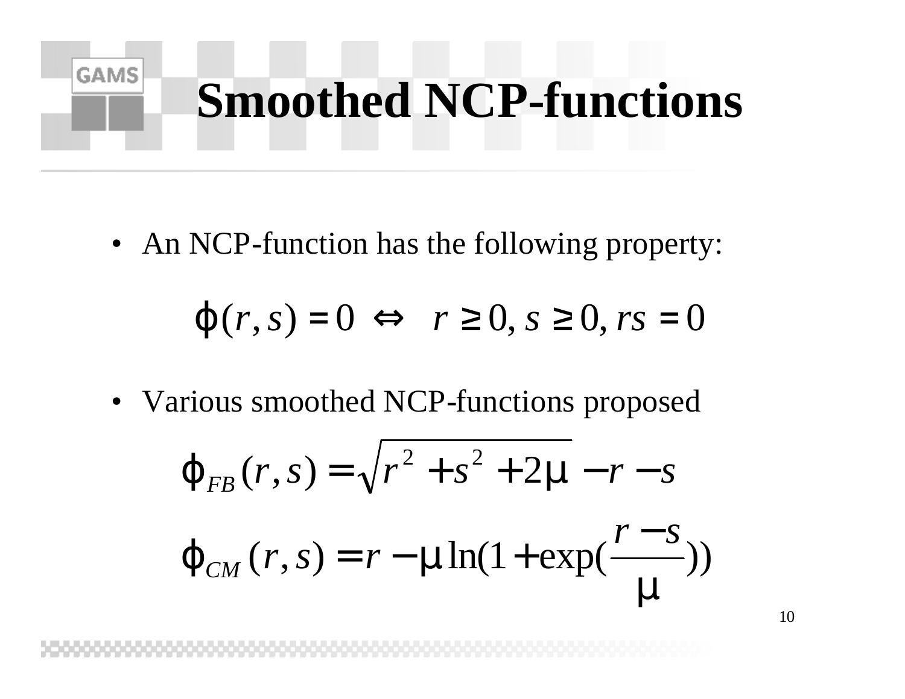# Smoothed NCP-functions

- An NCP-function has the following property:

$$\phi(r,s) = 0 \;\Leftrightarrow\; r \geq 0, s \geq 0, rs = 0$$

- Various smoothed NCP-functions proposed

$$\phi_{FB}(r,s) = \sqrt{r^2 + s^2 + 2\mu} - r - s$$

$$\phi_{CM}(r,s) = r - \mu \ln(1 + \exp(\frac{r-s}{\mu}))$$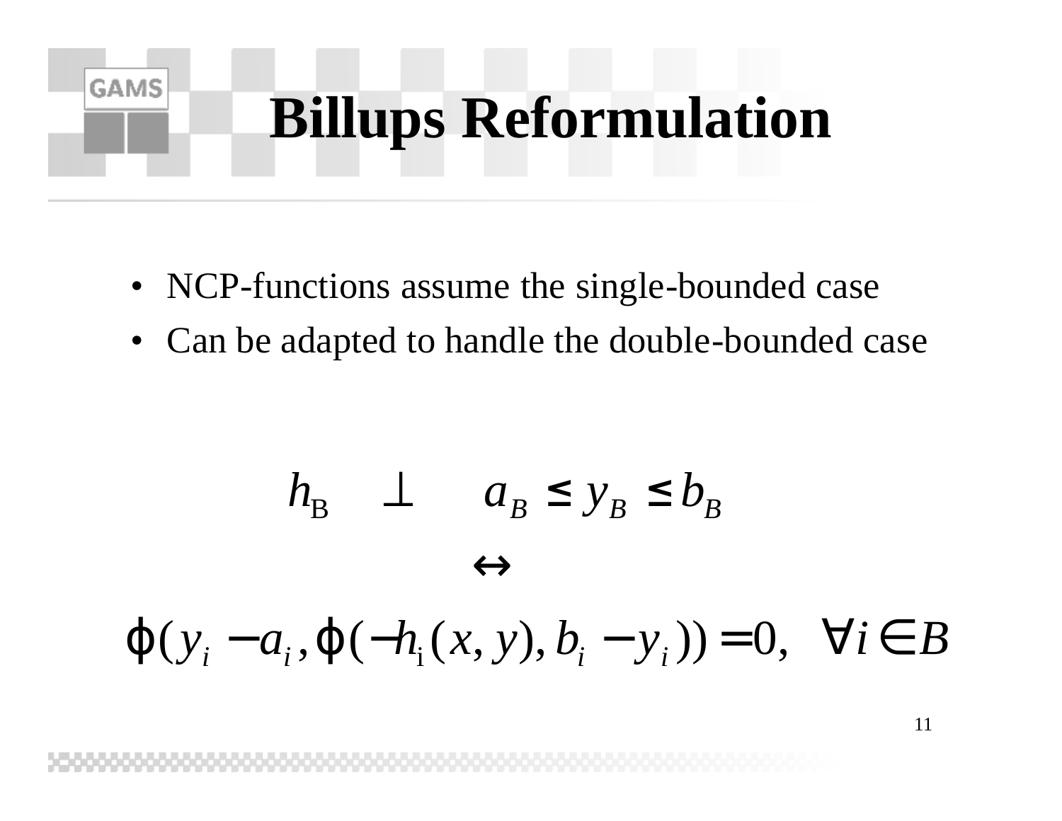# Billups Reformulation

- NCP-functions assume the single-bounded case
- Can be adapted to handle the double-bounded case

$$h_B \quad \perp \quad a_B \le y_B \le b_B$$

$$\leftrightarrow$$

$$\phi(y_i - a_i, \phi(-h_i(x,y), b_i - y_i)) = 0, \quad \forall i \in B$$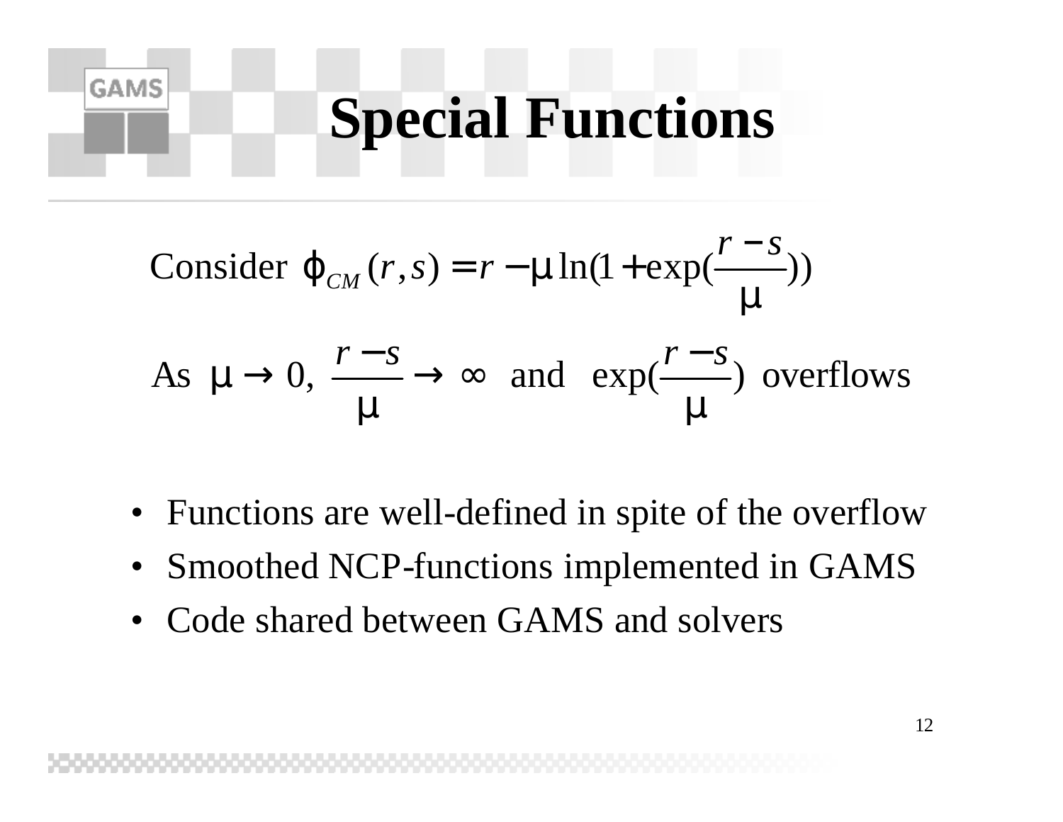# Special Functions

Consider $\phi_{CM}(r,s) = r - \mu \ln(1 + \exp(\frac{r-s}{\mu}))$

As $\mu \to 0$, $\frac{r-s}{\mu} \to \infty$ and $\exp(\frac{r-s}{\mu})$ overflows

- Functions are well-defined in spite of the overflow
- Smoothed NCP-functions implemented in GAMS
- Code shared between GAMS and solvers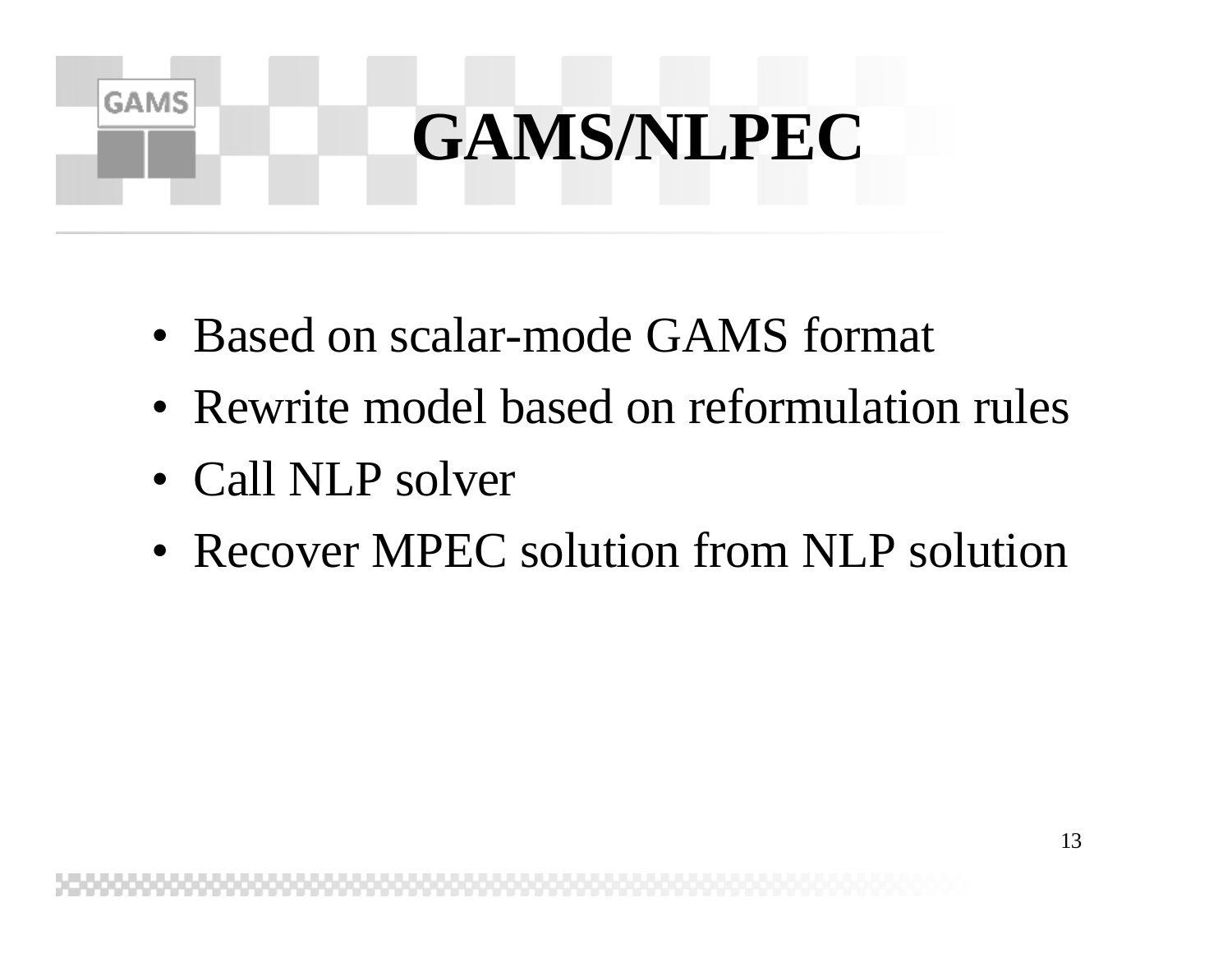# GAMS/NLPEC

- Based on scalar-mode GAMS format
- Rewrite model based on reformulation rules
- Call NLP solver
- Recover MPEC solution from NLP solution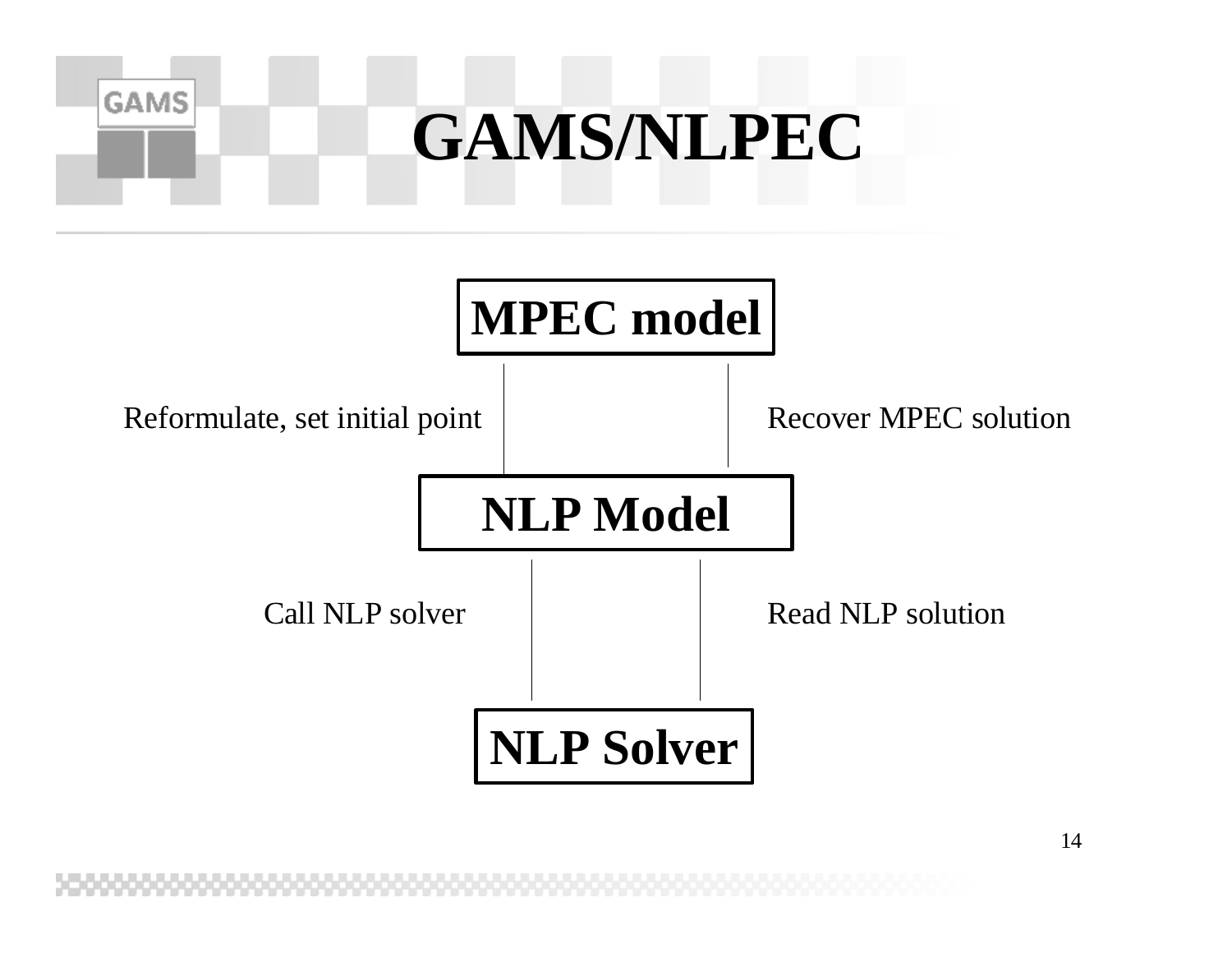# GAMS/NLPEC

**MPEC model**

Reformulate, set initial point | Recover MPEC solution

**NLP Model**

Call NLP solver | Read NLP solution

**NLP Solver**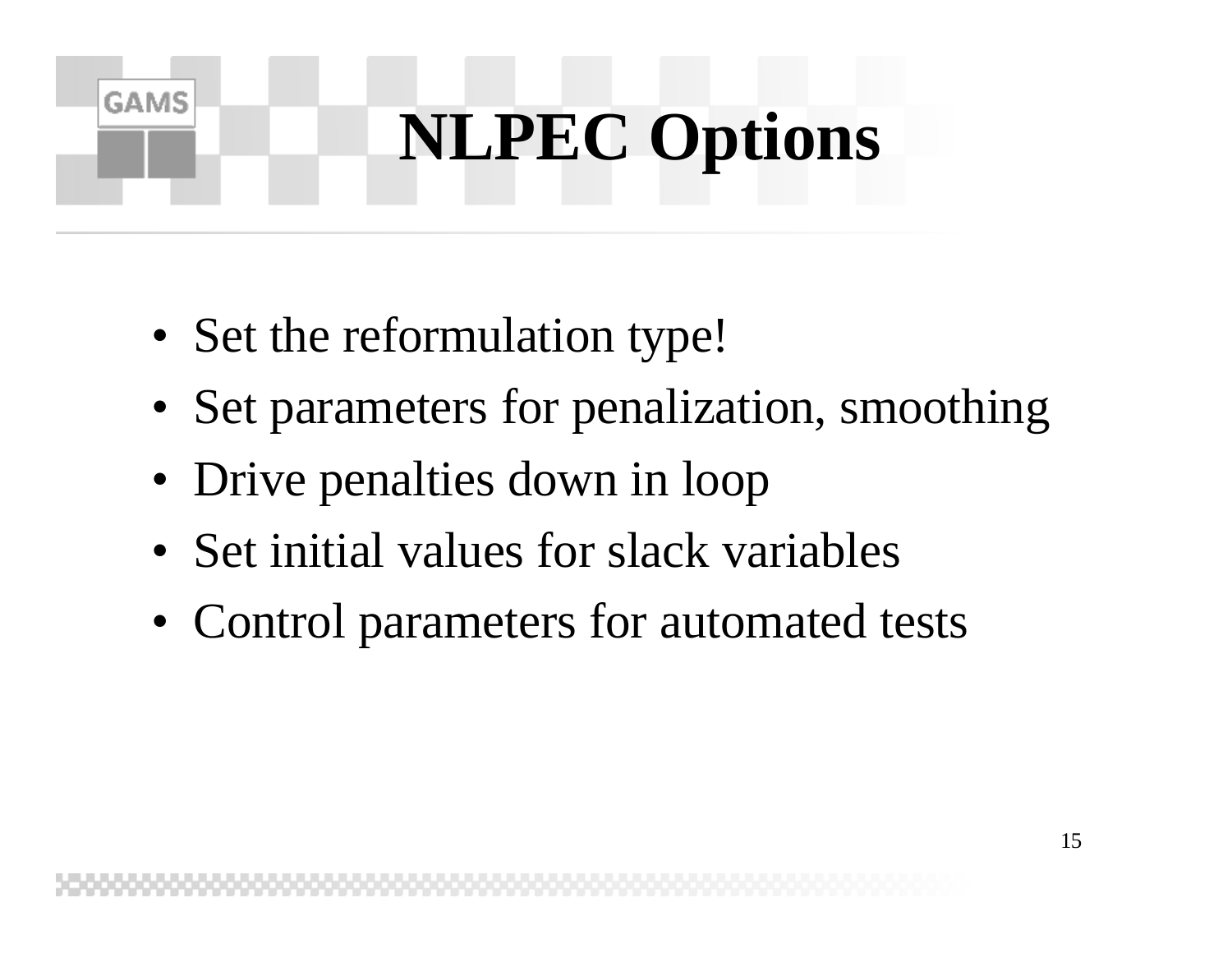# NLPEC Options

- Set the reformulation type!
- Set parameters for penalization, smoothing
- Drive penalties down in loop
- Set initial values for slack variables
- Control parameters for automated tests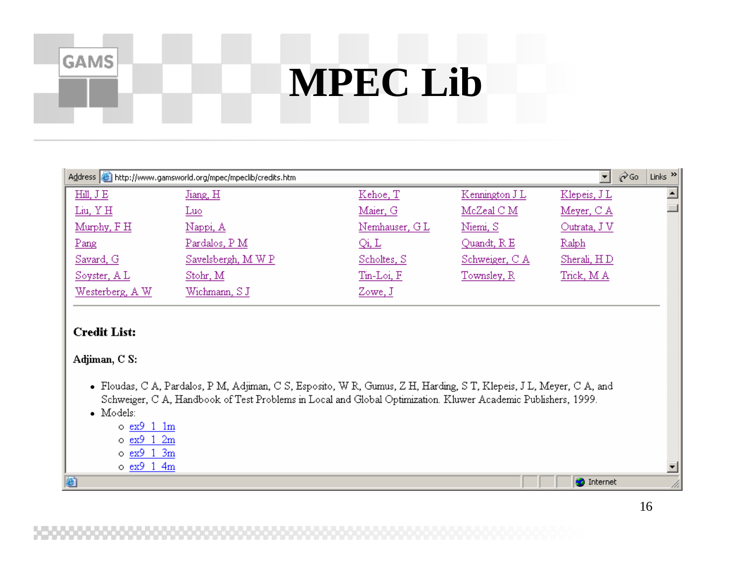# MPEC Lib

Address http://www.gamsworld.org/mpec/mpeclib/credits.htm

| | | | | |
|---|---|---|---|---|
| Hill, J E | Jiang, H | Kehoe, T | Kennington J L | Klepeis, J L |
| Liu, Y H | Luo | Maier, G | McZeal C M | Meyer, C A |
| Murphy, F H | Nappi, A | Nemhauser, G L | Niemi, S | Outrata, J V |
| Pang | Pardalos, P M | Qi, L | Quandt, R E | Ralph |
| Savard, G | Savelsbergh, M W P | Scholtes, S | Schweiger, C A | Sherali, H D |
| Soyster, A L | Stohr, M | Tin-Loi, F | Townsley, R | Trick, M A |
| Westerberg, A W | Wichmann, S J | Zowe, J | | |

**Credit List:**

**Adjiman, C S:**

- Floudas, C A, Pardalos, P M, Adjiman, C S, Esposito, W R, Gumus, Z H, Harding, S T, Klepeis, J L, Meyer, C A, and Schweiger, C A, Handbook of Test Problems in Local and Global Optimization. Kluwer Academic Publishers, 1999.
- Models:
  - ex9_1_1m
  - ex9_1_2m
  - ex9_1_3m
  - ex9_1_4m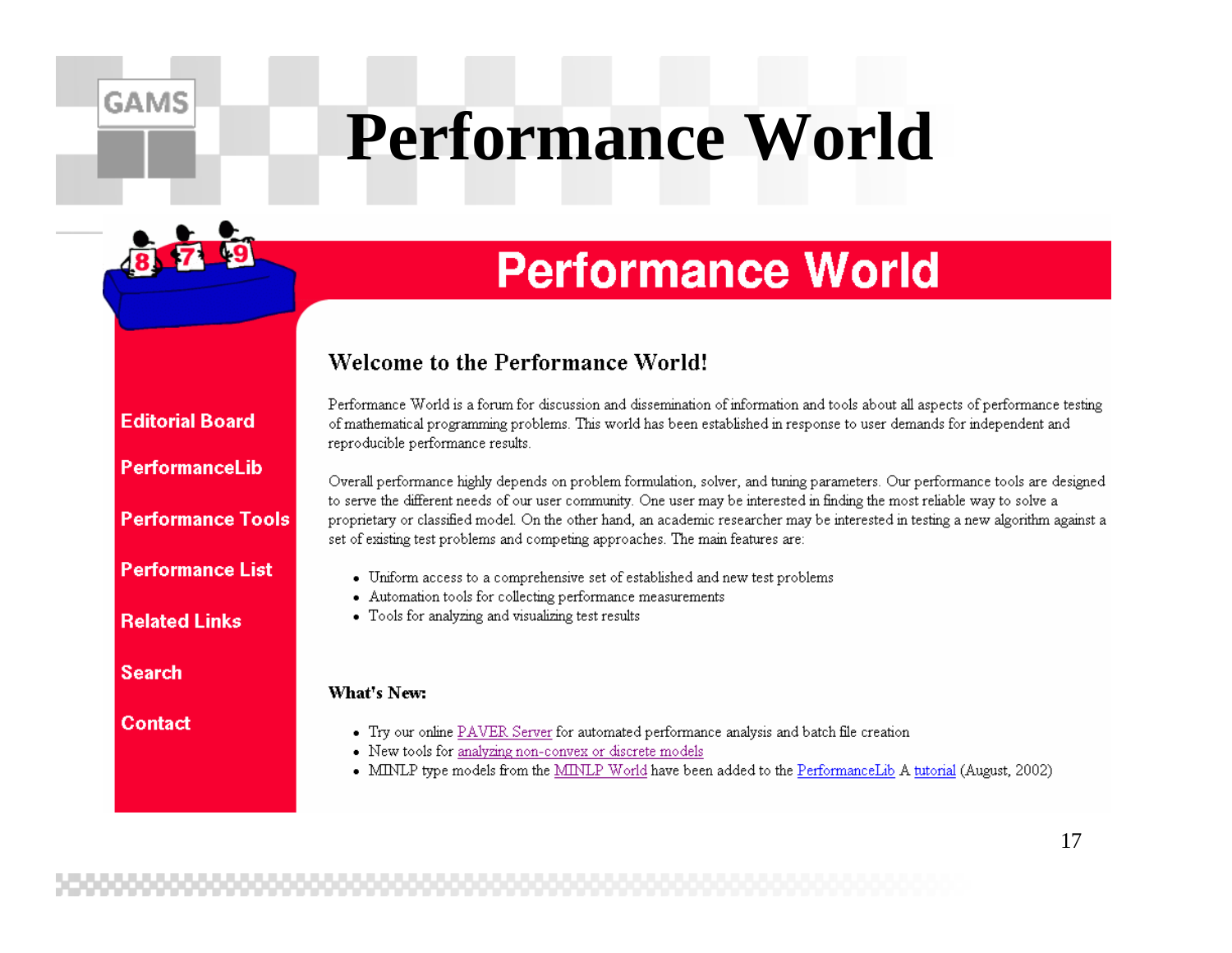# Performance World

## Performance World

- Editorial Board
- PerformanceLib
- Performance Tools
- Performance List
- Related Links
- Search
- Contact

### Welcome to the Performance World!

Performance World is a forum for discussion and dissemination of information and tools about all aspects of performance testing of mathematical programming problems. This world has been established in response to user demands for independent and reproducible performance results.

Overall performance highly depends on problem formulation, solver, and tuning parameters. Our performance tools are designed to serve the different needs of our user community. One user may be interested in finding the most reliable way to solve a proprietary or classified model. On the other hand, an academic researcher may be interested in testing a new algorithm against a set of existing test problems and competing approaches. The main features are:

- Uniform access to a comprehensive set of established and new test problems
- Automation tools for collecting performance measurements
- Tools for analyzing and visualizing test results

**What's New:**

- Try our online PAVER Server for automated performance analysis and batch file creation
- New tools for analyzing non-convex or discrete models
- MINLP type models from the MINLP World have been added to the PerformanceLib A tutorial (August, 2002)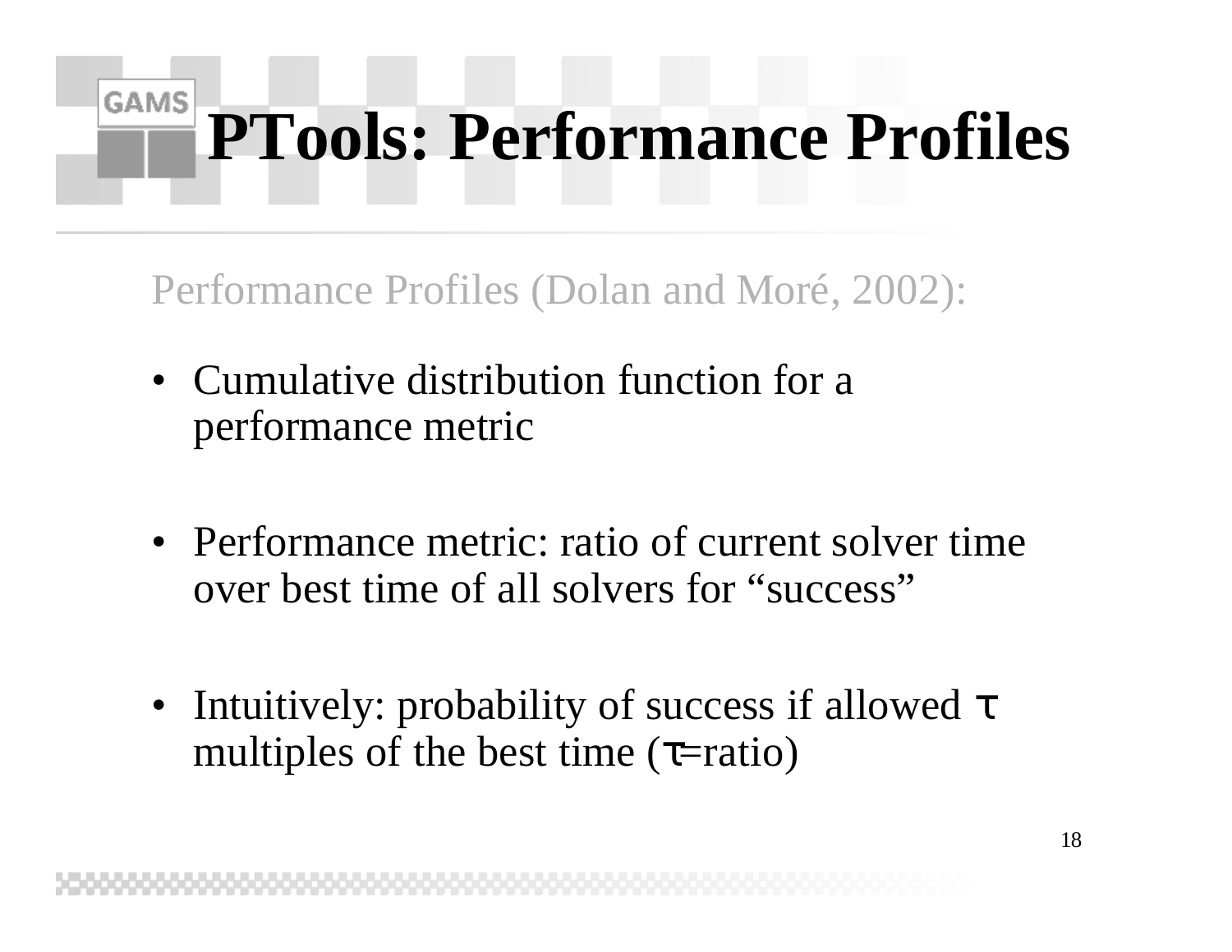# PTools: Performance Profiles

Performance Profiles (Dolan and Moré, 2002):

- Cumulative distribution function for a performance metric
- Performance metric: ratio of current solver time over best time of all solvers for “success”
- Intuitively: probability of success if allowed $\tau$ multiples of the best time ($\tau$=ratio)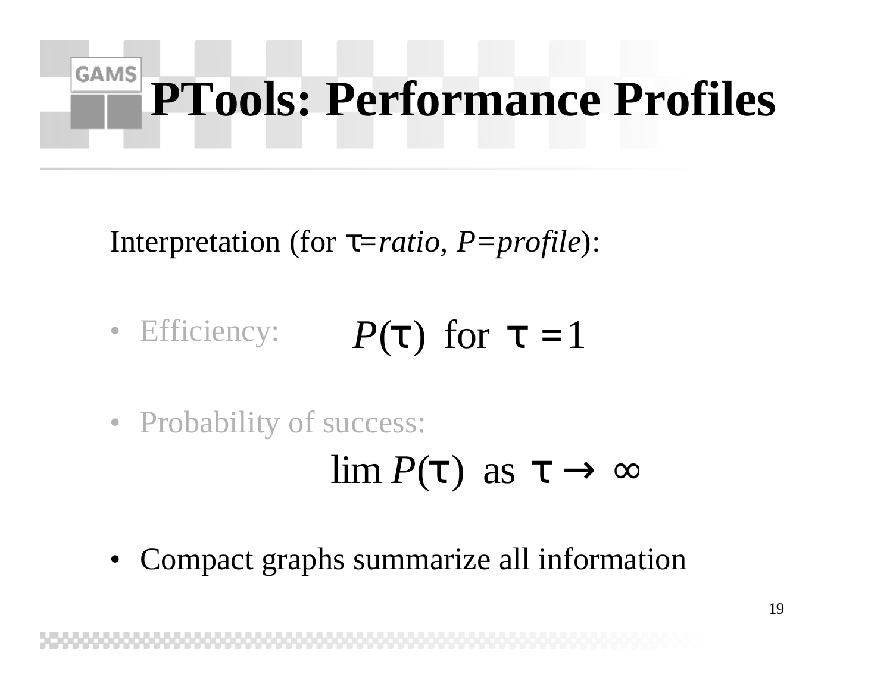# PTools: Performance Profiles

Interpretation (for $\tau$=*ratio*, *P=profile*):

- Efficiency: $$P(\tau) \text{ for } \tau = 1$$

- Probability of success:

$$\lim P(\tau) \text{ as } \tau \rightarrow \infty$$

- Compact graphs summarize all information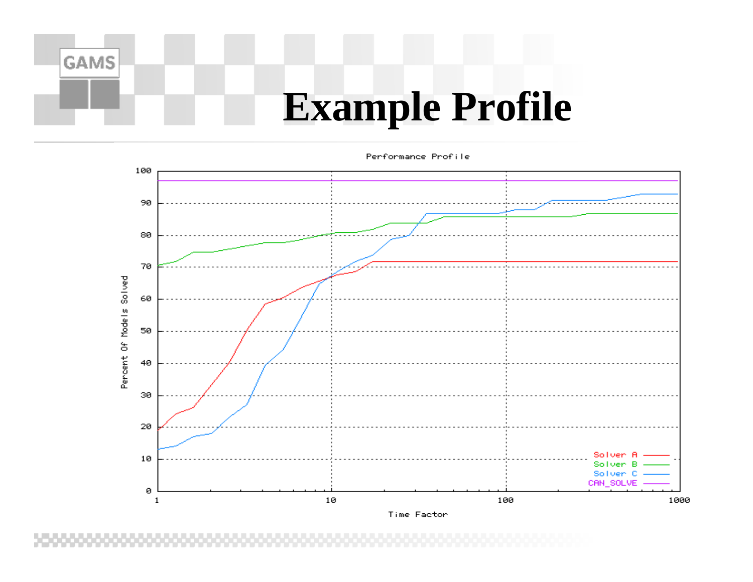# Example Profile

Performance Profile

Percent Of Models Solved

Time Factor

Solver A
Solver B
Solver C
CAN_SOLVE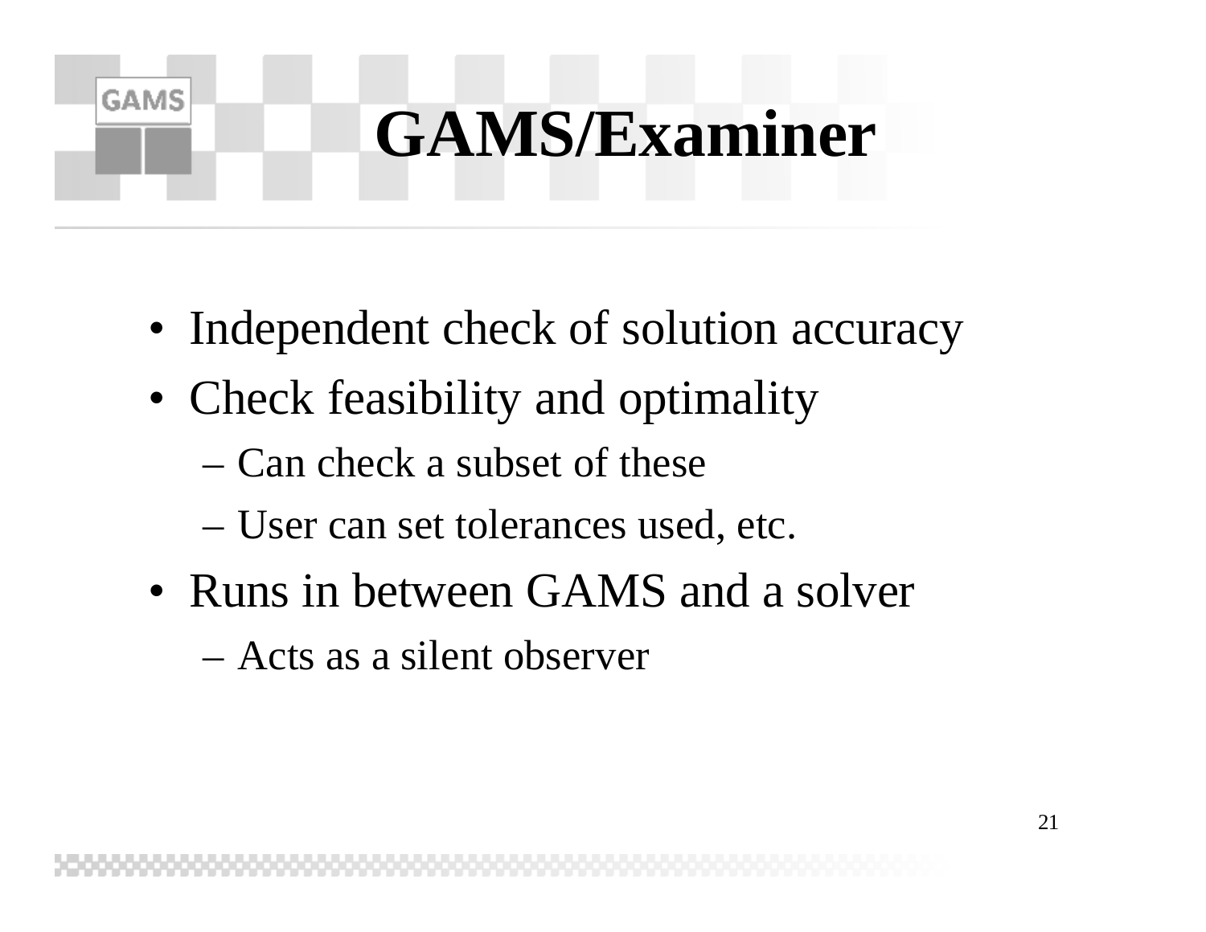# GAMS/Examiner

- Independent check of solution accuracy
- Check feasibility and optimality
  - Can check a subset of these
  - User can set tolerances used, etc.
- Runs in between GAMS and a solver
  - Acts as a silent observer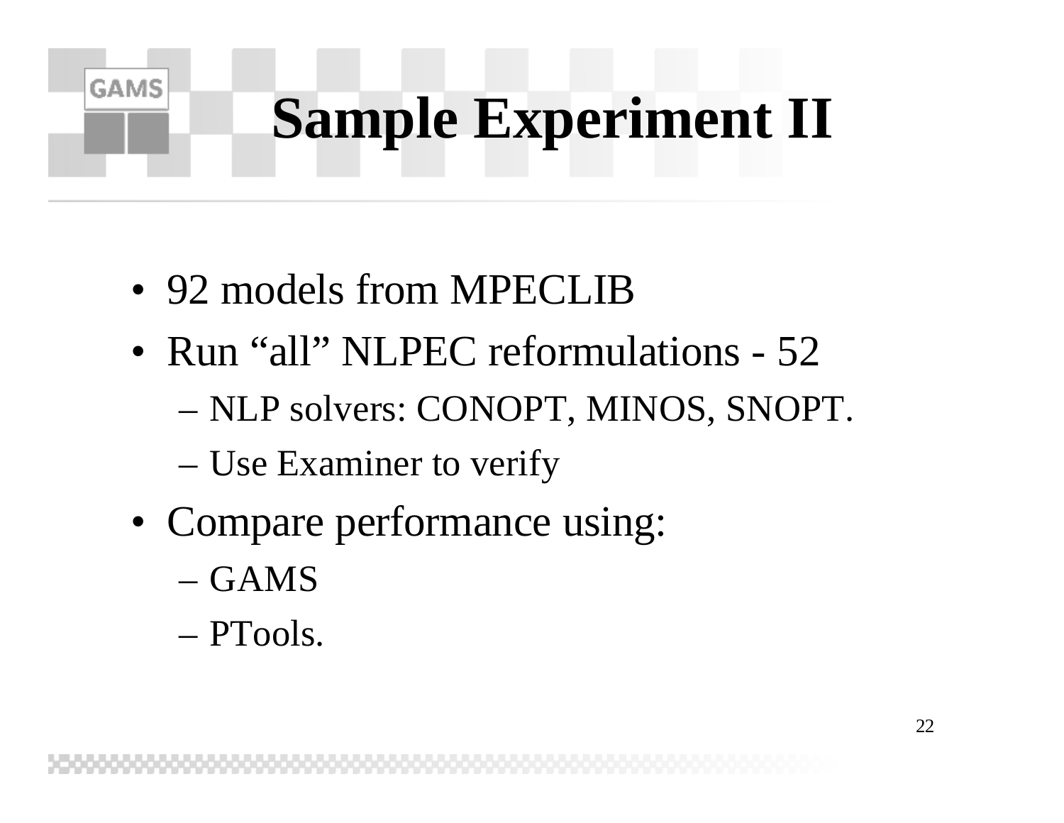# Sample Experiment II

- 92 models from MPECLIB
- Run “all” NLPEC reformulations - 52
  - NLP solvers: CONOPT, MINOS, SNOPT.
  - Use Examiner to verify
- Compare performance using:
  - GAMS
  - PTools.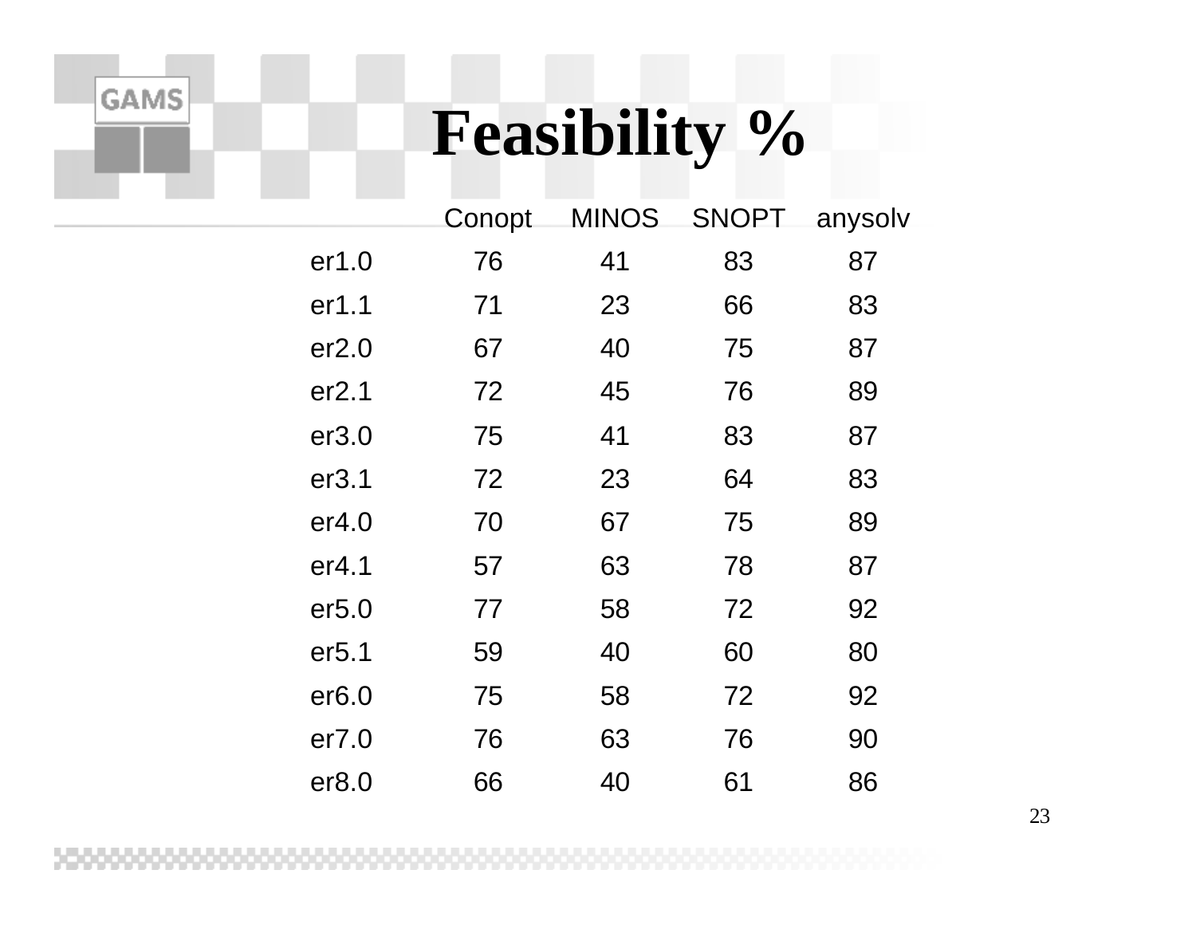# Feasibility %

| | Conopt | MINOS | SNOPT | anysolv |
|---|---|---|---|---|
| er1.0 | 76 | 41 | 83 | 87 |
| er1.1 | 71 | 23 | 66 | 83 |
| er2.0 | 67 | 40 | 75 | 87 |
| er2.1 | 72 | 45 | 76 | 89 |
| er3.0 | 75 | 41 | 83 | 87 |
| er3.1 | 72 | 23 | 64 | 83 |
| er4.0 | 70 | 67 | 75 | 89 |
| er4.1 | 57 | 63 | 78 | 87 |
| er5.0 | 77 | 58 | 72 | 92 |
| er5.1 | 59 | 40 | 60 | 80 |
| er6.0 | 75 | 58 | 72 | 92 |
| er7.0 | 76 | 63 | 76 | 90 |
| er8.0 | 66 | 40 | 61 | 86 |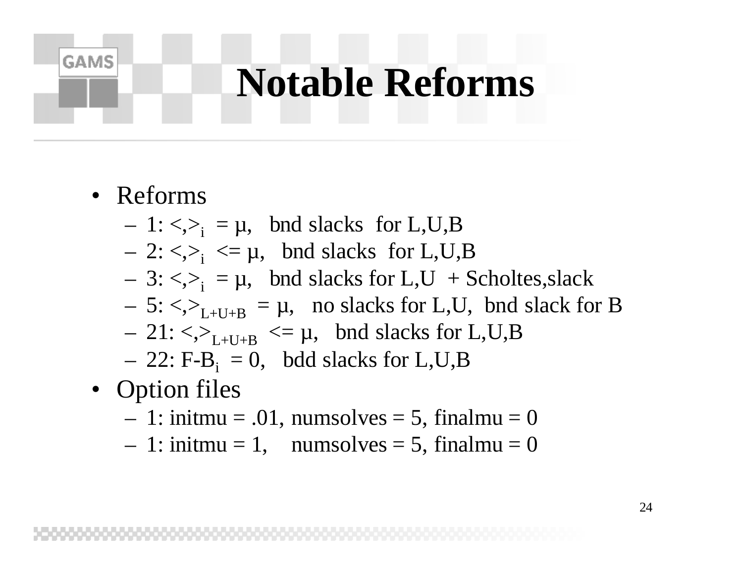# Notable Reforms

- Reforms
  - 1: $<,>_i = \mu$, bnd slacks for L,U,B
  - 2: $<,>_i <= \mu$, bnd slacks for L,U,B
  - 3: $<,>_i = \mu$, bnd slacks for L,U + Scholtes,slack
  - 5: $<,>_{L+U+B} = \mu$, no slacks for L,U, bnd slack for B
  - 21: $<,>_{L+U+B} <= \mu$, bnd slacks for L,U,B
  - 22: $F\text{-}B_i = 0$, bdd slacks for L,U,B
- Option files
  - 1: initmu = .01, numsolves = 5, finalmu = 0
  - 1: initmu = 1, numsolves = 5, finalmu = 0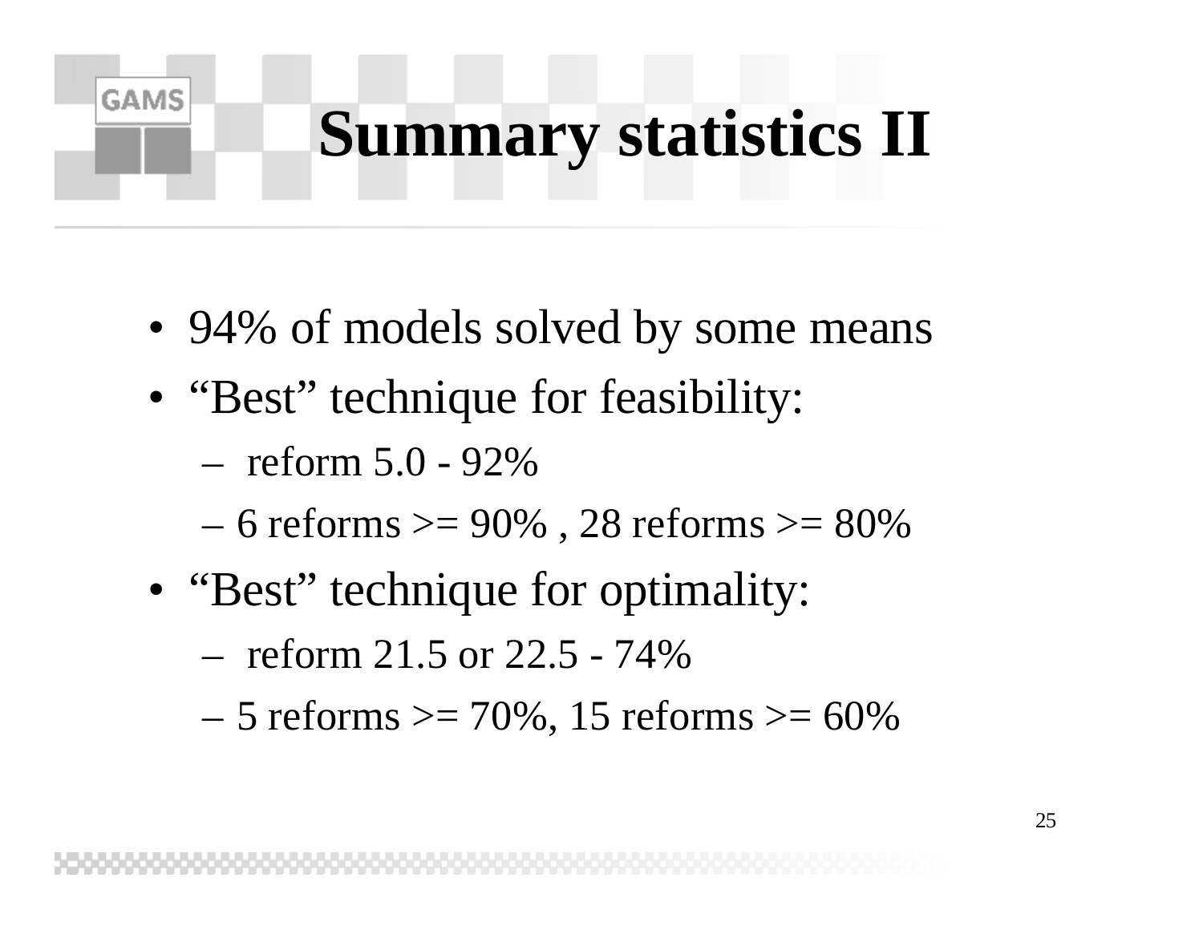# Summary statistics II

- 94% of models solved by some means
- "Best" technique for feasibility:
  - reform 5.0 - 92%
  - 6 reforms >= 90% , 28 reforms >= 80%
- "Best" technique for optimality:
  - reform 21.5 or 22.5 - 74%
  - 5 reforms >= 70%, 15 reforms >= 60%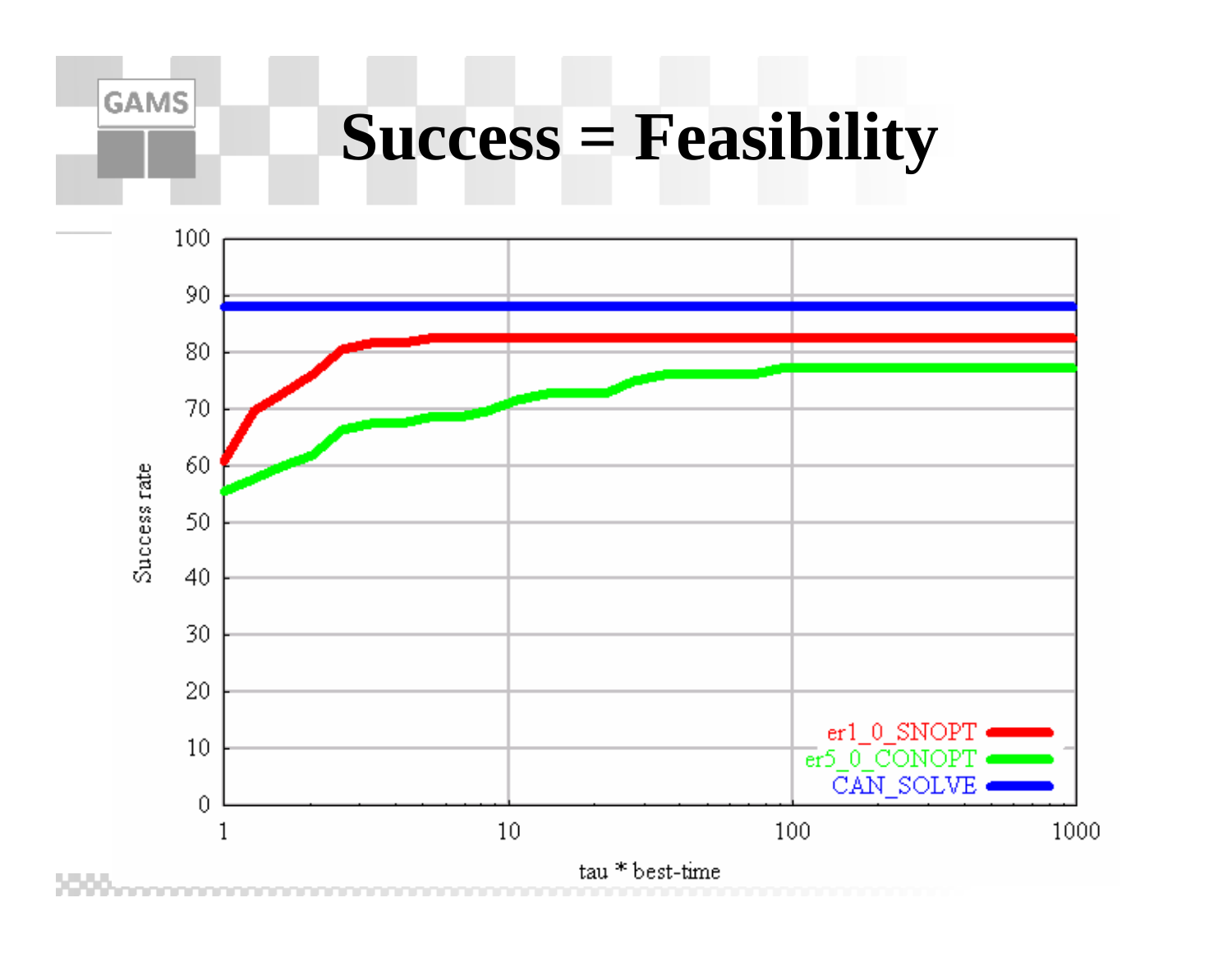# Success = Feasibility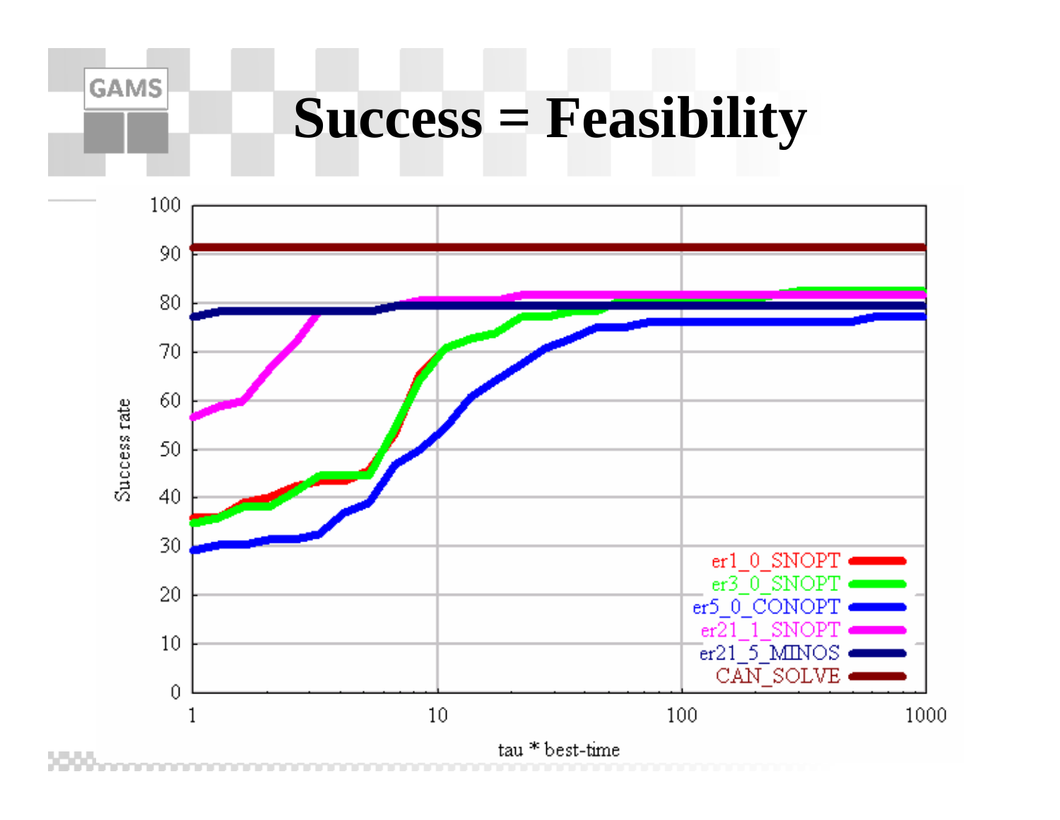# Success = Feasibility

Success rate

tau * best-time

- er1_0_SNOPT
- er3_0_SNOPT
- er5_0_CONOPT
- er21_1_SNOPT
- er21_5_MINOS
- CAN_SOLVE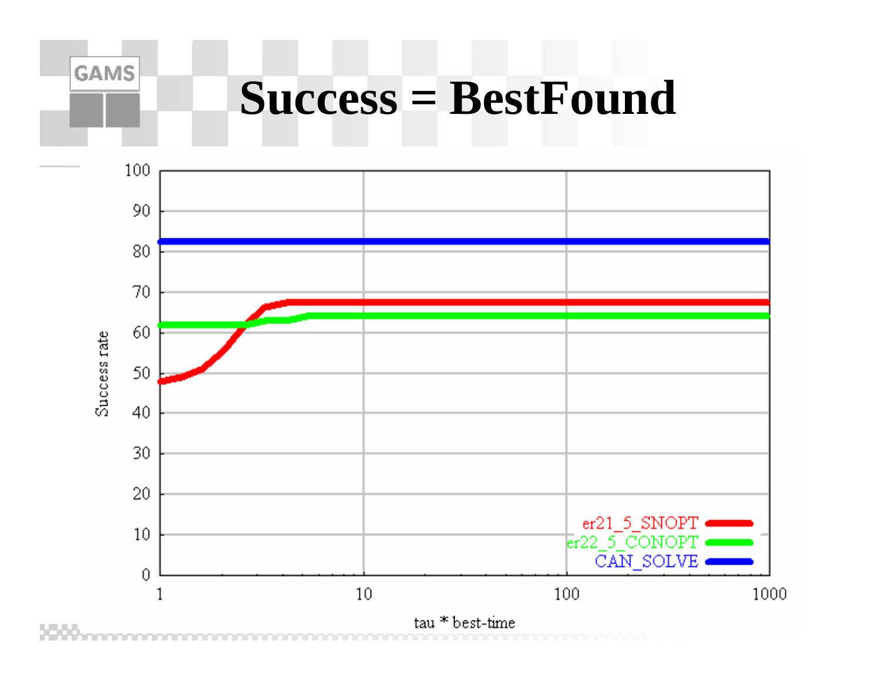# Success = BestFound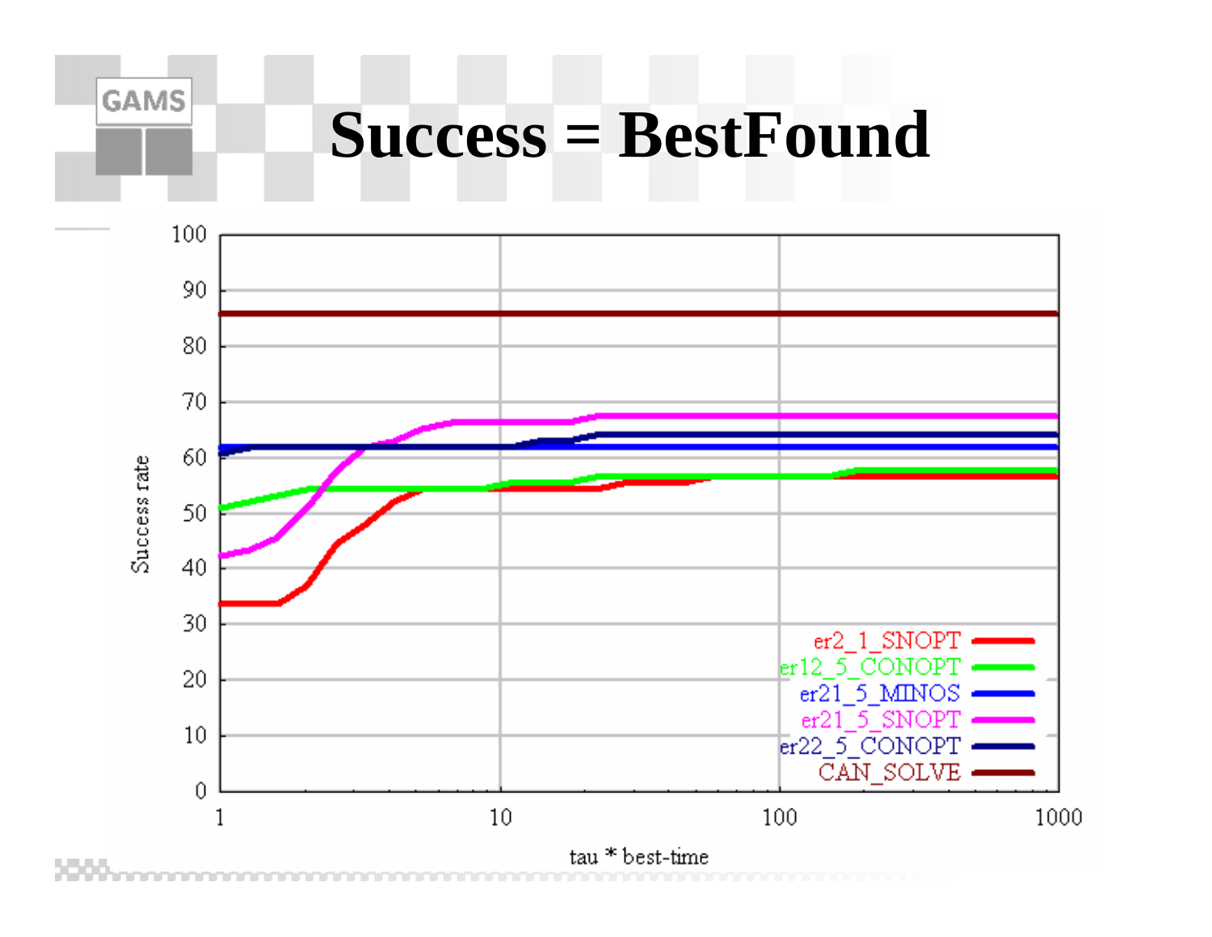# Success = BestFound

Success rate

tau * best-time

- er2_1_SNOPT
- er12_5_CONOPT
- er21_5_MINOS
- er21_5_SNOPT
- er22_5_CONOPT
- CAN_SOLVE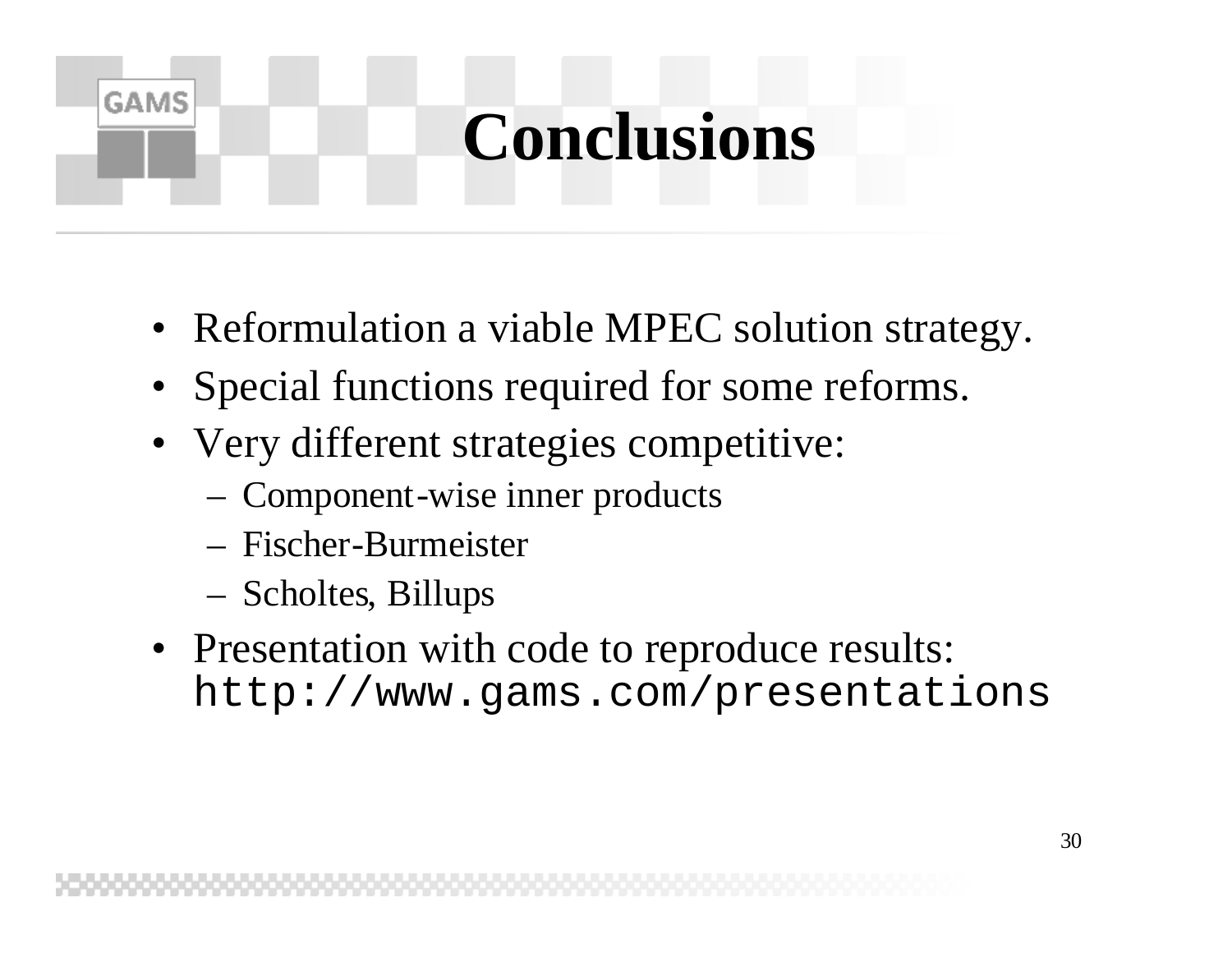# Conclusions

- Reformulation a viable MPEC solution strategy.
- Special functions required for some reforms.
- Very different strategies competitive:
  - Component-wise inner products
  - Fischer-Burmeister
  - Scholtes, Billups
- Presentation with code to reproduce results: `http://www.gams.com/presentations`